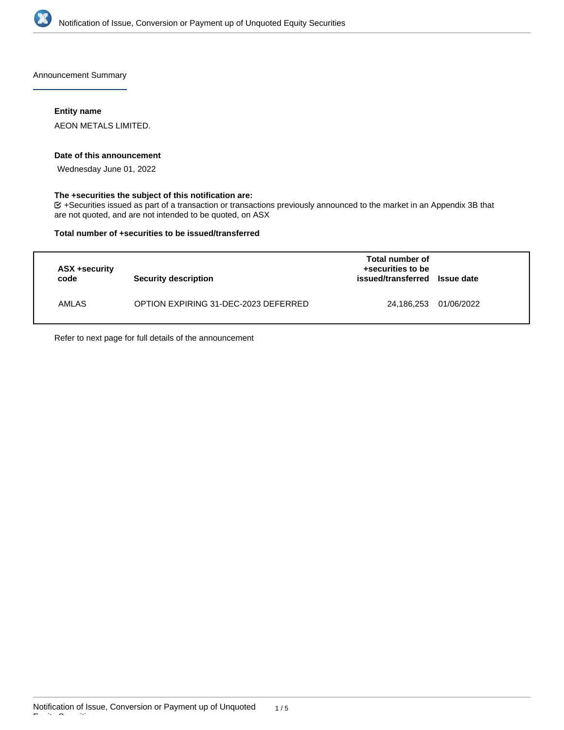Announcement Summary

**Entity name**

AEON METALS LIMITED.

**Date of this announcement**

Wednesday June 01, 2022

**The +securities the subject of this notification are:**

☑ +Securities issued as part of a transaction or transactions previously announced to the market in an Appendix 3B that are not quoted, and are not intended to be quoted, on ASX

**Total number of +securities to be issued/transferred**

| ASX +security code | Security description | Total number of +securities to be issued/transferred | Issue date |
|---|---|---|---|
| AMLAS | OPTION EXPIRING 31-DEC-2023 DEFERRED | 24,186,253 | 01/06/2022 |

Refer to next page for full details of the announcement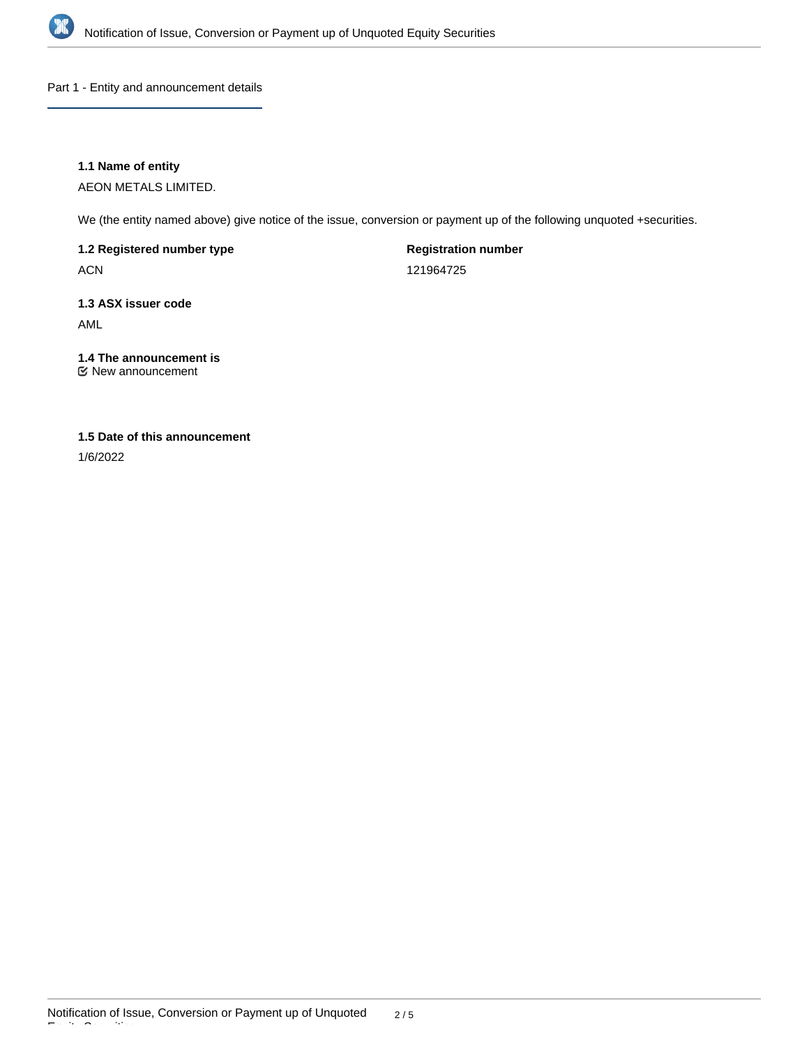## Part 1 - Entity and announcement details

**1.1 Name of entity**

AEON METALS LIMITED.

We (the entity named above) give notice of the issue, conversion or payment up of the following unquoted +securities.

**1.2 Registered number type**

ACN

**Registration number**

121964725

**1.3 ASX issuer code**

AML

**1.4 The announcement is**

☑ New announcement

**1.5 Date of this announcement**

1/6/2022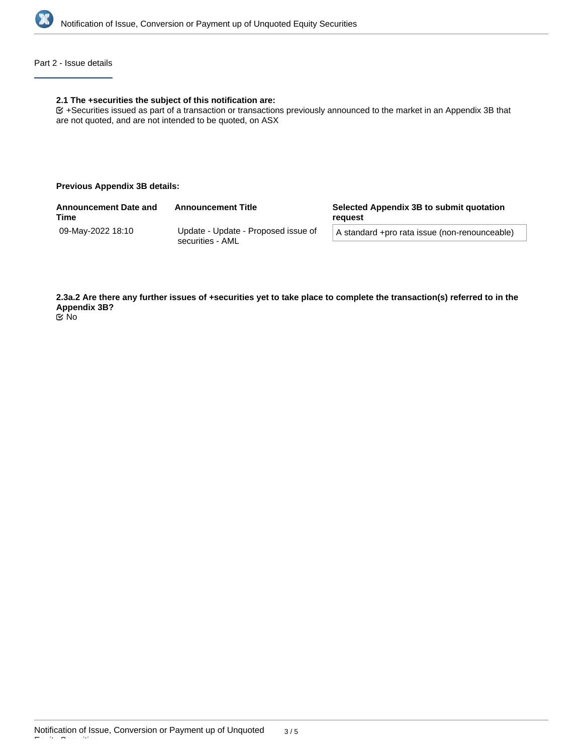## Part 2 - Issue details

**2.1 The +securities the subject of this notification are:**

☑ +Securities issued as part of a transaction or transactions previously announced to the market in an Appendix 3B that are not quoted, and are not intended to be quoted, on ASX

**Previous Appendix 3B details:**

| Announcement Date and Time | Announcement Title | Selected Appendix 3B to submit quotation request |
| --- | --- | --- |
| 09-May-2022 18:10 | Update - Update - Proposed issue of securities - AML | A standard +pro rata issue (non-renounceable) |

**2.3a.2 Are there any further issues of +securities yet to take place to complete the transaction(s) referred to in the Appendix 3B?**

☑ No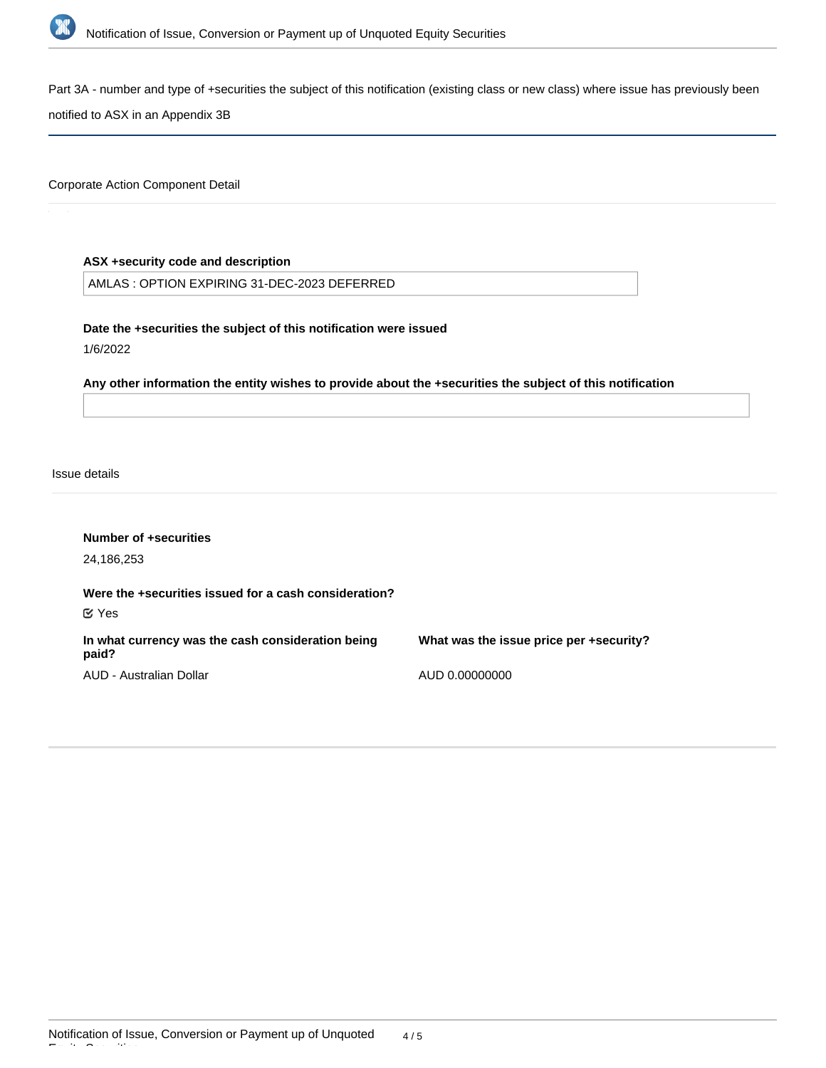Part 3A - number and type of +securities the subject of this notification (existing class or new class) where issue has previously been notified to ASX in an Appendix 3B

Corporate Action Component Detail

**ASX +security code and description**

AMLAS : OPTION EXPIRING 31-DEC-2023 DEFERRED

**Date the +securities the subject of this notification were issued**

1/6/2022

**Any other information the entity wishes to provide about the +securities the subject of this notification**

Issue details

**Number of +securities**

24,186,253

**Were the +securities issued for a cash consideration?**

Yes

**In what currency was the cash consideration being paid?**

AUD - Australian Dollar

**What was the issue price per +security?**

AUD 0.00000000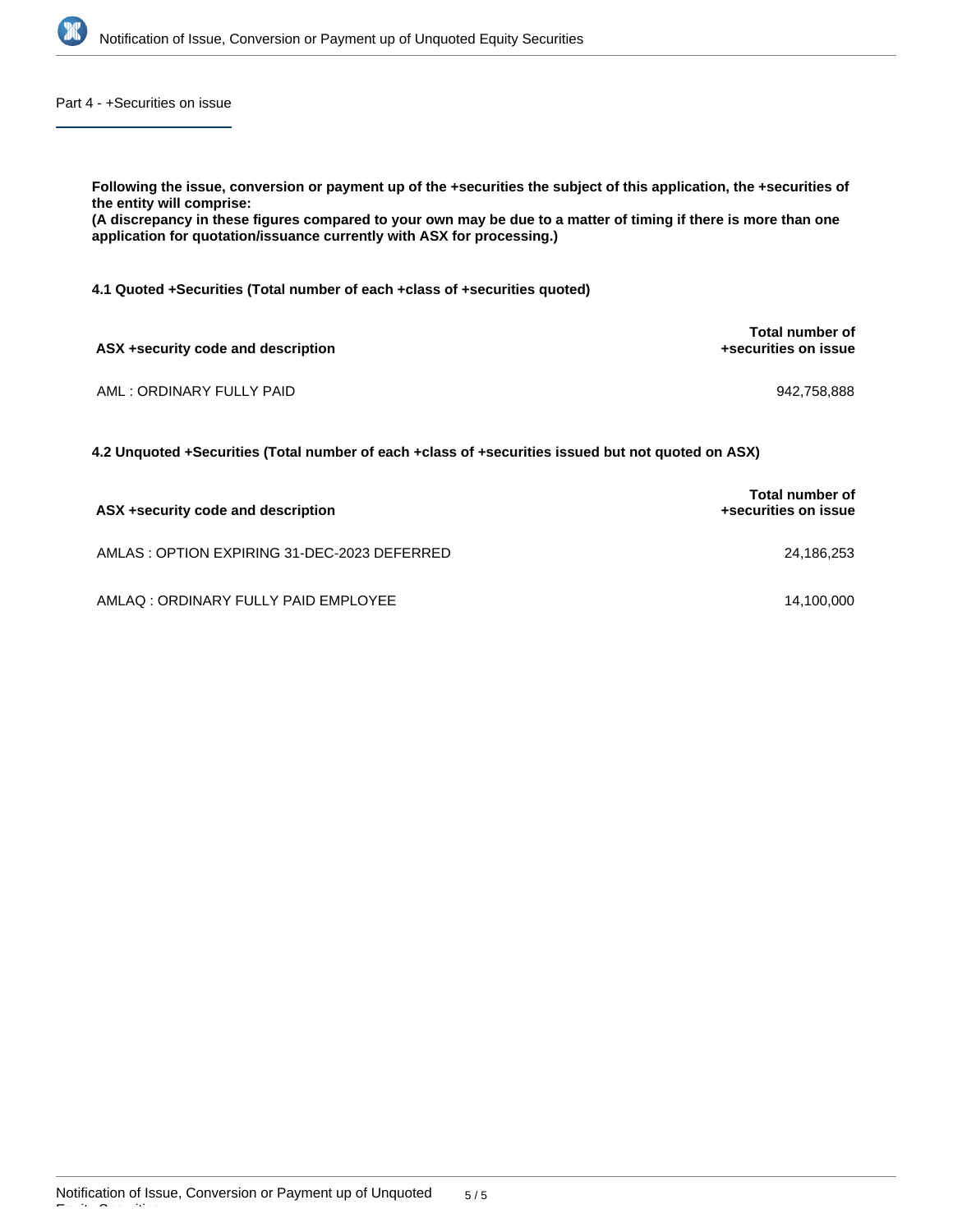## Part 4 - +Securities on issue

**Following the issue, conversion or payment up of the +securities the subject of this application, the +securities of the entity will comprise:**
**(A discrepancy in these figures compared to your own may be due to a matter of timing if there is more than one application for quotation/issuance currently with ASX for processing.)**

**4.1 Quoted +Securities (Total number of each +class of +securities quoted)**

| ASX +security code and description | Total number of +securities on issue |
|---|---|
| AML : ORDINARY FULLY PAID | 942,758,888 |

**4.2 Unquoted +Securities (Total number of each +class of +securities issued but not quoted on ASX)**

| ASX +security code and description | Total number of +securities on issue |
|---|---|
| AMLAS : OPTION EXPIRING 31-DEC-2023 DEFERRED | 24,186,253 |
| AMLAQ : ORDINARY FULLY PAID EMPLOYEE | 14,100,000 |